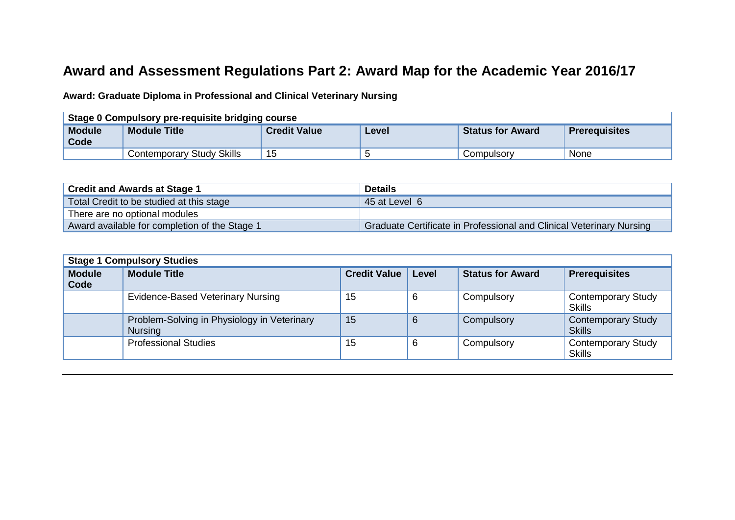# Award and Assessment Regulations Part 2: Award Map for the Academic Year 2016/17

**Award: Graduate Diploma in Professional and Clinical Veterinary Nursing**

| Stage 0 Compulsory pre-requisite bridging course | | | | | |
|---|---|---|---|---|---|
| **Module Code** | **Module Title** | **Credit Value** | **Level** | **Status for Award** | **Prerequisites** |
| | Contemporary Study Skills | 15 | 5 | Compulsory | None |

| Credit and Awards at Stage 1 | Details |
|---|---|
| Total Credit to be studied at this stage | 45 at Level 6 |
| There are no optional modules | |
| Award available for completion of the Stage 1 | Graduate Certificate in Professional and Clinical Veterinary Nursing |

| Stage 1 Compulsory Studies | | | | | |
|---|---|---|---|---|---|
| **Module Code** | **Module Title** | **Credit Value** | **Level** | **Status for Award** | **Prerequisites** |
| | Evidence-Based Veterinary Nursing | 15 | 6 | Compulsory | Contemporary Study Skills |
| | Problem-Solving in Physiology in Veterinary Nursing | 15 | 6 | Compulsory | Contemporary Study Skills |
| | Professional Studies | 15 | 6 | Compulsory | Contemporary Study Skills |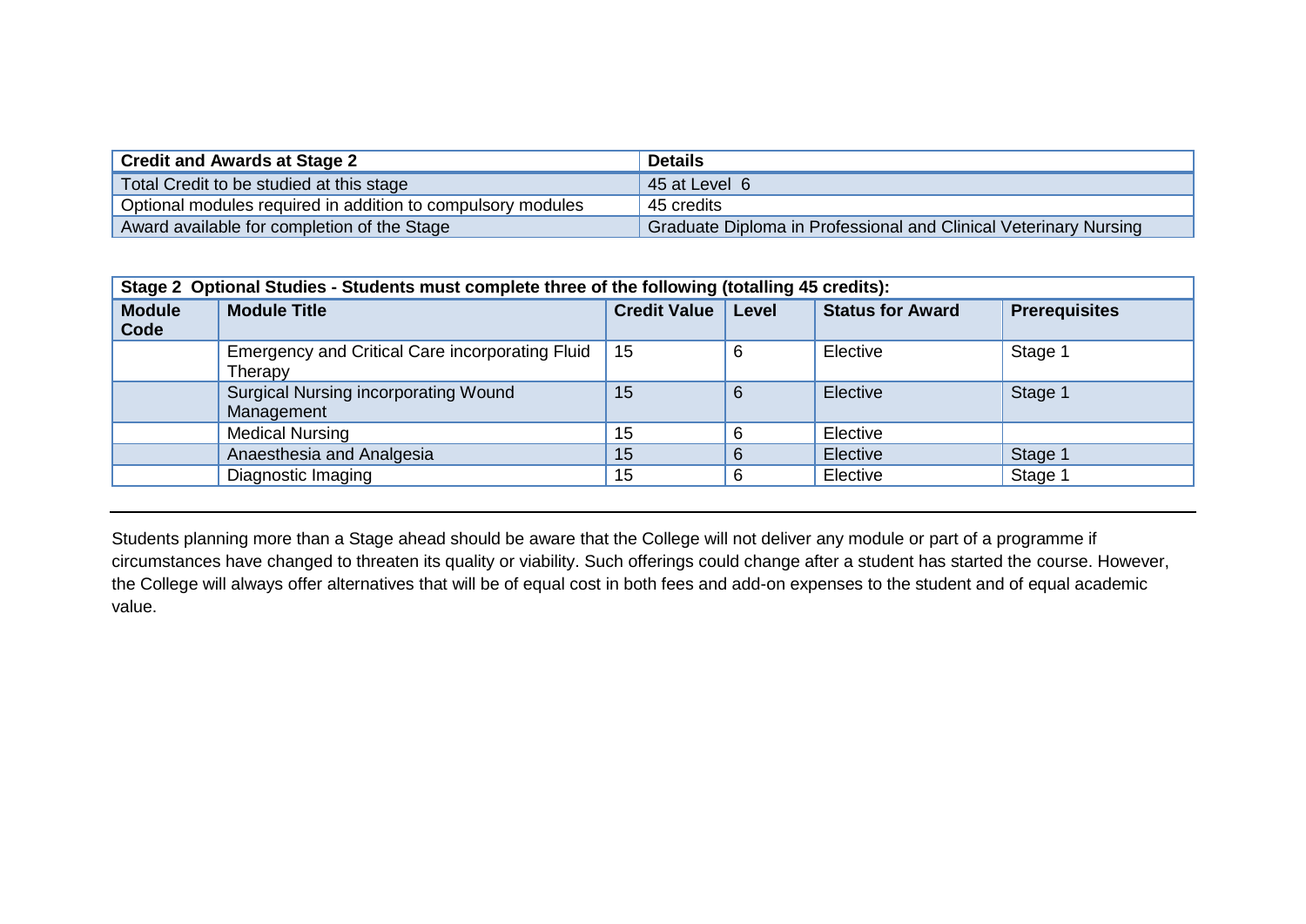| Credit and Awards at Stage 2 | Details |
|---|---|
| Total Credit to be studied at this stage | 45 at Level 6 |
| Optional modules required in addition to compulsory modules | 45 credits |
| Award available for completion of the Stage | Graduate Diploma in Professional and Clinical Veterinary Nursing |

| Stage 2 Optional Studies - Students must complete three of the following (totalling 45 credits): | | | | | |
|---|---|---|---|---|---|
| **Module Code** | **Module Title** | **Credit Value** | **Level** | **Status for Award** | **Prerequisites** |
| | Emergency and Critical Care incorporating Fluid Therapy | 15 | 6 | Elective | Stage 1 |
| | Surgical Nursing incorporating Wound Management | 15 | 6 | Elective | Stage 1 |
| | Medical Nursing | 15 | 6 | Elective | |
| | Anaesthesia and Analgesia | 15 | 6 | Elective | Stage 1 |
| | Diagnostic Imaging | 15 | 6 | Elective | Stage 1 |

---

Students planning more than a Stage ahead should be aware that the College will not deliver any module or part of a programme if circumstances have changed to threaten its quality or viability. Such offerings could change after a student has started the course. However, the College will always offer alternatives that will be of equal cost in both fees and add-on expenses to the student and of equal academic value.